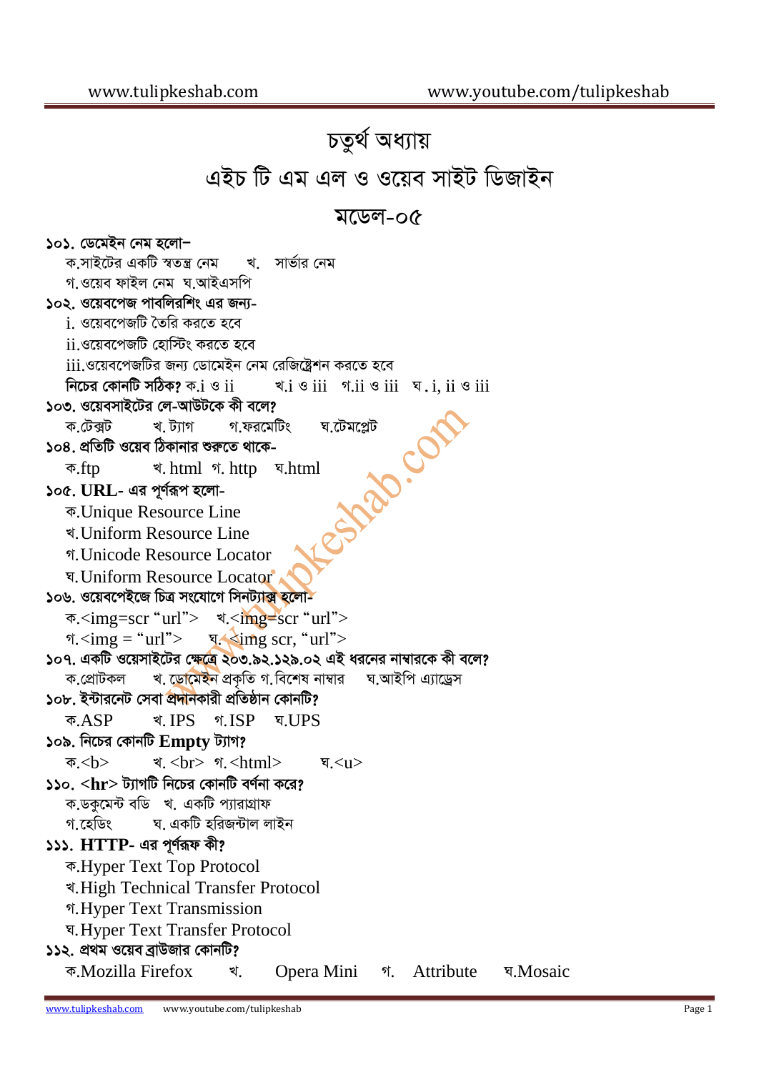# চতুর্থ অধ্যায়

## এইচ টি এম এল ও ওয়েব সাইট ডিজাইন

### মডেল-০৫

**১০১. ডোমেইন নেম হলো–**

ক.সাইটের একটি স্বতন্ত্র নেম খ. সার্ভার নেম
গ.ওয়েব ফাইল নেম ঘ.আইএসপি

**১০২. ওয়েবপেজ পাবলিশিং এর জন্য-**

i. ওয়েবপেজটি তৈরি করতে হবে
ii.ওয়েবপেজটি হোস্টিং করতে হবে
iii.ওয়েবপেজটির জন্য ডোমেইন নেম রেজিস্ট্রেশন করতে হবে

**নিচের কোনটি সঠিক?** ক.i ও ii খ.i ও iii গ.ii ও iii ঘ. i, ii ও iii

**১০৩. ওয়েবসাইটের লে-আউটকে কী বলে?**

ক.টেক্সট খ. ট্যাগ গ.ফরমেটিং ঘ.টেমপ্লেট

**১০৪. প্রতিটি ওয়েব ঠিকানার শুরুতে থাকে-**

ক.ftp খ. html গ. http ঘ.html

**১০৫. URL- এর পূর্ণরূপ হলো-**

ক.Unique Resource Line
খ.Uniform Resource Line
গ.Unicode Resource Locator
ঘ.Uniform Resource Locator

**১০৬. ওয়েবপেইজে চিত্র সংযোগে সিনট্যাক্স হলো-**

ক.<img=scr "url"> খ.<img=scr "url">
গ.<img = "url"> ঘ.<img scr, "url">

**১০৭. একটি ওয়েসাইটের ক্ষেত্রে ২০৩.৯২.১২৯.০২ এই ধরনের নাম্বারকে কী বলে?**

ক.প্রোটকল খ. ডোমেইন প্রকৃতি গ.বিশেষ নাম্বার ঘ.আইপি এ্যাড্রেস

**১০৮. ইন্টারনেট সেবা প্রদানকারী প্রতিষ্ঠান কোনটি?**

ক.ASP খ. IPS গ. ISP ঘ.UPS

**১০৯. নিচের কোনটি Empty ট্যাগ?**

ক.<b> খ. <br> গ. <html> ঘ.<u>

**১১০. <hr> ট্যাগটি নিচের কোনটি বর্ণনা করে?**

ক.ডকুমেন্ট বডি খ. একটি প্যারাগ্রাফ
গ.হেডিং ঘ. একটি হরিজন্টাল লাইন

**১১১. HTTP- এর পূর্ণরূফ কী?**

ক.Hyper Text Top Protocol
খ.High Technical Transfer Protocol
গ.Hyper Text Transmission
ঘ.Hyper Text Transfer Protocol

**১১২. প্রথম ওয়েব ব্রাউজার কোনটি?**

ক.Mozilla Firefox খ. Opera Mini গ. Attribute ঘ.Mosaic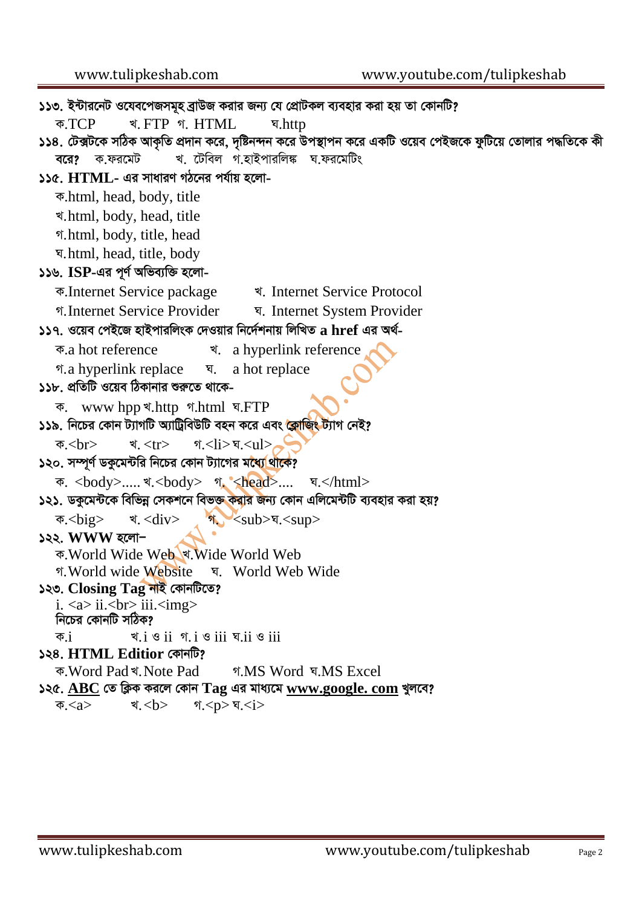**১১৩. ইন্টারনেট ওয়েবপেজসমূহ ব্রাউজ করার জন্য যে প্রোটকল ব্যবহার করা হয় তা কোনটি?**

ক.TCP খ. FTP গ. HTML ঘ.http

**১১৪. টেক্সটকে সঠিক আকৃতি প্রদান করে, দৃষ্টিনন্দন করে উপস্থাপন করে একটি ওয়েব পেইজকে ফুটিয়ে তোলার পদ্ধতিকে কী বরে?** ক.ফরমেট খ. টেবিল গ.হাইপারলিঙ্ক ঘ.ফরমেটিং

**১১৫. HTML- এর সাধারণ গঠনের পর্যায় হলো-**

ক.html, head, body, title
খ.html, body, head, title
গ.html, body, title, head
ঘ.html, head, title, body

**১১৬. ISP-এর পূর্ণ অভিব্যক্তি হলো-**

ক.Internet Service package খ. Internet Service Protocol
গ.Internet Service Provider ঘ. Internet System Provider

**১১৭. ওয়েব পেইজে হাইপারলিংক দেওয়ার নির্দেশনায় লিখিত a href এর অর্থ-**

ক.a hot reference খ. a hyperlink reference
গ.a hyperlink replace ঘ. a hot replace

**১১৮. প্রতিটি ওয়েব ঠিকানার শুরুতে থাকে-**

ক. www hpp খ.http গ.html ঘ.FTP

**১১৯. নিচের কোন ট্যাগটি অ্যাট্রিবিউটি বহন করে এবং ক্লোজিং ট্যাগ নেই?**

ক.<br> খ. <tr> গ.<li> ঘ.<ul>

**১২০. সম্পূর্ণ ডকুমেন্টরি নিচের কোন ট্যাগের মধ্যে থাকে?**

ক. <body>..... খ.<body> গ. <head>.... ঘ.</html>

**১২১. ডকুমেন্টকে বিভিন্ন সেকশনে বিভক্ত করার জন্য কোন এলিমেন্টটি ব্যবহার করা হয়?**

ক.<big> খ. <div> গ. <sub> ঘ.<sup>

**১২২. WWW হলো–**

ক.World Wide Web খ.Wide World Web
গ.World wide Website ঘ. World Web Wide

**১২৩. Closing Tag নাই কোনটিতে?**

i. <a> ii.<br> iii.<img>

**নিচের কোনটি সঠিক?**

ক.i খ.i ও ii গ.i ও iii ঘ.ii ও iii

**১২৪. HTML Editior কোনটি?**

ক.Word Pad খ.Note Pad গ.MS Word ঘ.MS Excel

**১২৫. <u>ABC</u> তে ক্লিক করলে কোন Tag এর মাধ্যমে <u>www.google. com</u> খুলবে?**

ক.<a> খ.<b> গ.<p> ঘ.<i>